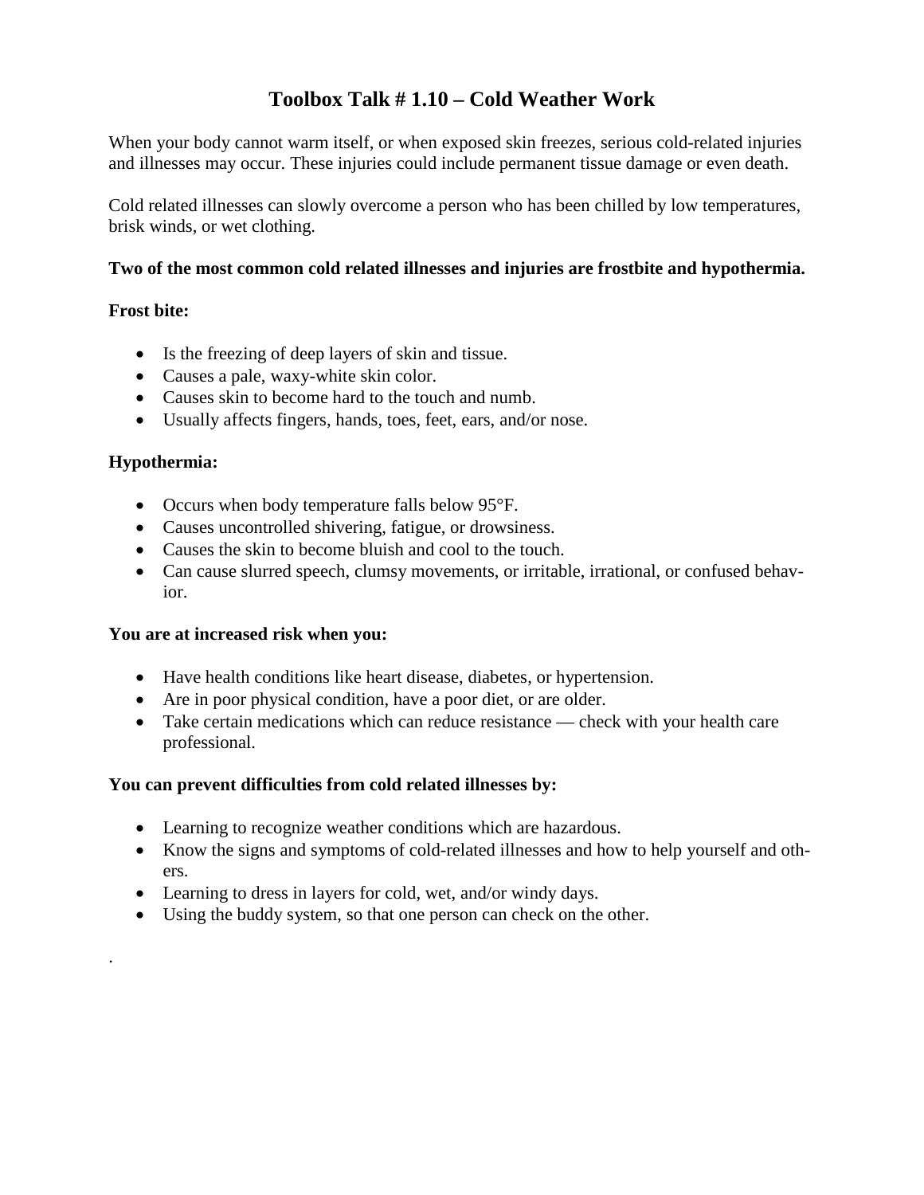# Toolbox Talk # 1.10 – Cold Weather Work

When your body cannot warm itself, or when exposed skin freezes, serious cold-related injuries and illnesses may occur. These injuries could include permanent tissue damage or even death.

Cold related illnesses can slowly overcome a person who has been chilled by low temperatures, brisk winds, or wet clothing.

**Two of the most common cold related illnesses and injuries are frostbite and hypothermia.**

**Frost bite:**

- Is the freezing of deep layers of skin and tissue.
- Causes a pale, waxy-white skin color.
- Causes skin to become hard to the touch and numb.
- Usually affects fingers, hands, toes, feet, ears, and/or nose.

**Hypothermia:**

- Occurs when body temperature falls below 95°F.
- Causes uncontrolled shivering, fatigue, or drowsiness.
- Causes the skin to become bluish and cool to the touch.
- Can cause slurred speech, clumsy movements, or irritable, irrational, or confused behavior.

**You are at increased risk when you:**

- Have health conditions like heart disease, diabetes, or hypertension.
- Are in poor physical condition, have a poor diet, or are older.
- Take certain medications which can reduce resistance — check with your health care professional.

**You can prevent difficulties from cold related illnesses by:**

- Learning to recognize weather conditions which are hazardous.
- Know the signs and symptoms of cold-related illnesses and how to help yourself and others.
- Learning to dress in layers for cold, wet, and/or windy days.
- Using the buddy system, so that one person can check on the other.

.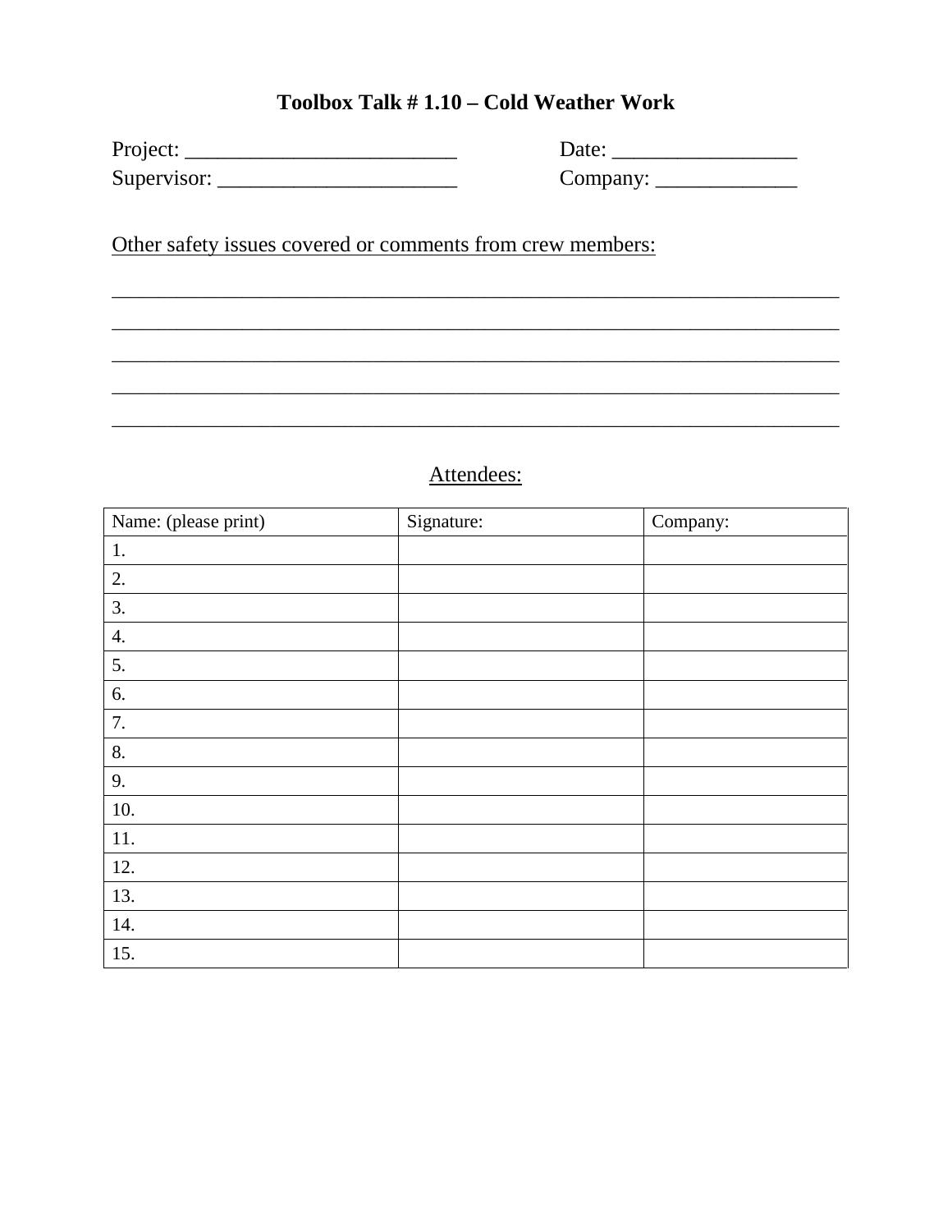# Toolbox Talk # 1.10 – Cold Weather Work

Project: _________________________ Date: _________________

Supervisor: ______________________ Company: _____________

Other safety issues covered or comments from crew members:

_____________________________________________________________________

_____________________________________________________________________

_____________________________________________________________________

_____________________________________________________________________

_____________________________________________________________________

## Attendees:

| Name: (please print) | Signature: | Company: |
|---|---|---|
| 1. | | |
| 2. | | |
| 3. | | |
| 4. | | |
| 5. | | |
| 6. | | |
| 7. | | |
| 8. | | |
| 9. | | |
| 10. | | |
| 11. | | |
| 12. | | |
| 13. | | |
| 14. | | |
| 15. | | |